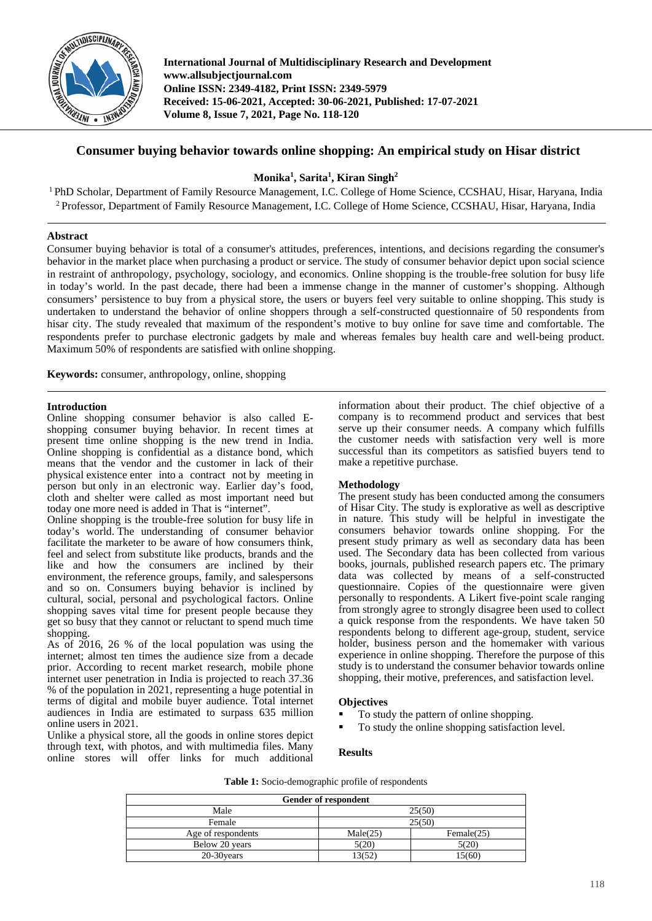# Consumer buying behavior towards online shopping: An empirical study on Hisar district

**Monika[1], Sarita[1], Kiran Singh[2]**

[1] PhD Scholar, Department of Family Resource Management, I.C. College of Home Science, CCSHAU, Hisar, Haryana, India

[2] Professor, Department of Family Resource Management, I.C. College of Home Science, CCSHAU, Hisar, Haryana, India

## Abstract

Consumer buying behavior is total of a consumer's attitudes, preferences, intentions, and decisions regarding the consumer's behavior in the market place when purchasing a product or service. The study of consumer behavior depict upon social science in restraint of anthropology, psychology, sociology, and economics. Online shopping is the trouble-free solution for busy life in today's world. In the past decade, there had been a immense change in the manner of customer's shopping. Although consumers' persistence to buy from a physical store, the users or buyers feel very suitable to online shopping. This study is undertaken to understand the behavior of online shoppers through a self-constructed questionnaire of 50 respondents from hisar city. The study revealed that maximum of the respondent's motive to buy online for save time and comfortable. The respondents prefer to purchase electronic gadgets by male and whereas females buy health care and well-being product. Maximum 50% of respondents are satisfied with online shopping.

**Keywords:** consumer, anthropology, online, shopping

## Introduction

Online shopping consumer behavior is also called E-shopping consumer buying behavior. In recent times at present time online shopping is the new trend in India. Online shopping is confidential as a distance bond, which means that the vendor and the customer in lack of their physical existence enter into a contract not by meeting in person but only in an electronic way. Earlier day's food, cloth and shelter were called as most important need but today one more need is added in That is "internet".

Online shopping is the trouble-free solution for busy life in today's world. The understanding of consumer behavior facilitate the marketer to be aware of how consumers think, feel and select from substitute like products, brands and the like and how the consumers are inclined by their environment, the reference groups, family, and salespersons and so on. Consumers buying behavior is inclined by cultural, social, personal and psychological factors. Online shopping saves vital time for present people because they get so busy that they cannot or reluctant to spend much time shopping.

As of 2016, 26 % of the local population was using the internet; almost ten times the audience size from a decade prior. According to recent market research, mobile phone internet user penetration in India is projected to reach 37.36 % of the population in 2021, representing a huge potential in terms of digital and mobile buyer audience. Total internet audiences in India are estimated to surpass 635 million online users in 2021.

Unlike a physical store, all the goods in online stores depict through text, with photos, and with multimedia files. Many online stores will offer links for much additional information about their product. The chief objective of a company is to recommend product and services that best serve up their consumer needs. A company which fulfills the customer needs with satisfaction very well is more successful than its competitors as satisfied buyers tend to make a repetitive purchase.

## Methodology

The present study has been conducted among the consumers of Hisar City. The study is explorative as well as descriptive in nature. This study will be helpful in investigate the consumers behavior towards online shopping. For the present study primary as well as secondary data has been used. The Secondary data has been collected from various books, journals, published research papers etc. The primary data was collected by means of a self-constructed questionnaire. Copies of the questionnaire were given personally to respondents. A Likert five-point scale ranging from strongly agree to strongly disagree been used to collect a quick response from the respondents. We have taken 50 respondents belong to different age-group, student, service holder, business person and the homemaker with various experience in online shopping. Therefore the purpose of this study is to understand the consumer behavior towards online shopping, their motive, preferences, and satisfaction level.

## Objectives

- To study the pattern of online shopping.
- To study the online shopping satisfaction level.

## Results

**Table 1:** Socio-demographic profile of respondents

| Gender of respondent | | |
|---|---|---|
| Male | 25(50) | |
| Female | 25(50) | |
| Age of respondents | Male(25) | Female(25) |
| Below 20 years | 5(20) | 5(20) |
| 20-30years | 13(52) | 15(60) |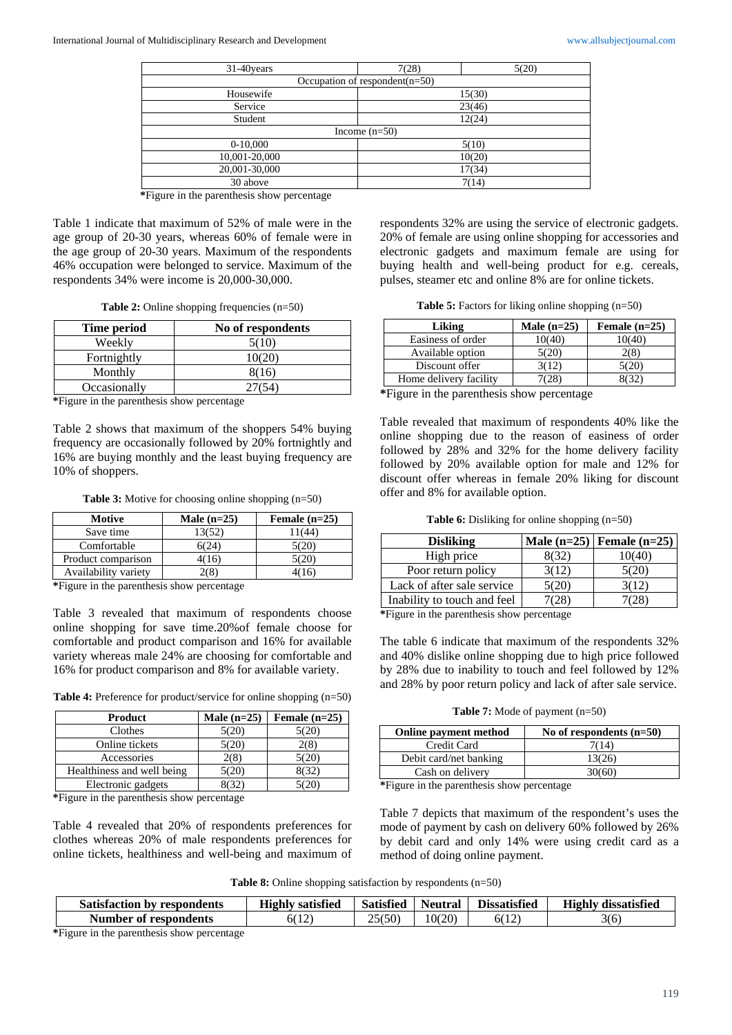| 31-40years | 7(28) | 5(20) |
|---|---|---|
| Occupation of respondent(n=50) | | |
| Housewife | 15(30) | |
| Service | 23(46) | |
| Student | 12(24) | |
| Income (n=50) | | |
| 0-10,000 | 5(10) | |
| 10,001-20,000 | 10(20) | |
| 20,001-30,000 | 17(34) | |
| 30 above | 7(14) | |

*Figure in the parenthesis show percentage

Table 1 indicate that maximum of 52% of male were in the age group of 20-30 years, whereas 60% of female were in the age group of 20-30 years. Maximum of the respondents 46% occupation were belonged to service. Maximum of the respondents 34% were income is 20,000-30,000.

**Table 2:** Online shopping frequencies (n=50)

| Time period | No of respondents |
|---|---|
| Weekly | 5(10) |
| Fortnightly | 10(20) |
| Monthly | 8(16) |
| Occasionally | 27(54) |

*Figure in the parenthesis show percentage

Table 2 shows that maximum of the shoppers 54% buying frequency are occasionally followed by 20% fortnightly and 16% are buying monthly and the least buying frequency are 10% of shoppers.

**Table 3:** Motive for choosing online shopping (n=50)

| Motive | Male (n=25) | Female (n=25) |
|---|---|---|
| Save time | 13(52) | 11(44) |
| Comfortable | 6(24) | 5(20) |
| Product comparison | 4(16) | 5(20) |
| Availability variety | 2(8) | 4(16) |

*Figure in the parenthesis show percentage

Table 3 revealed that maximum of respondents choose online shopping for save time.20%of female choose for comfortable and product comparison and 16% for available variety whereas male 24% are choosing for comfortable and 16% for product comparison and 8% for available variety.

**Table 4:** Preference for product/service for online shopping (n=50)

| Product | Male (n=25) | Female (n=25) |
|---|---|---|
| Clothes | 5(20) | 5(20) |
| Online tickets | 5(20) | 2(8) |
| Accessories | 2(8) | 5(20) |
| Healthiness and well being | 5(20) | 8(32) |
| Electronic gadgets | 8(32) | 5(20) |

*Figure in the parenthesis show percentage

Table 4 revealed that 20% of respondents preferences for clothes whereas 20% of male respondents preferences for online tickets, healthiness and well-being and maximum of respondents 32% are using the service of electronic gadgets. 20% of female are using online shopping for accessories and electronic gadgets and maximum female are using for buying health and well-being product for e.g. cereals, pulses, steamer etc and online 8% are for online tickets.

**Table 5:** Factors for liking online shopping (n=50)

| Liking | Male (n=25) | Female (n=25) |
|---|---|---|
| Easiness of order | 10(40) | 10(40) |
| Available option | 5(20) | 2(8) |
| Discount offer | 3(12) | 5(20) |
| Home delivery facility | 7(28) | 8(32) |

*Figure in the parenthesis show percentage

Table revealed that maximum of respondents 40% like the online shopping due to the reason of easiness of order followed by 28% and 32% for the home delivery facility followed by 20% available option for male and 12% for discount offer whereas in female 20% liking for discount offer and 8% for available option.

**Table 6:** Disliking for online shopping (n=50)

| Disliking | Male (n=25) | Female (n=25) |
|---|---|---|
| High price | 8(32) | 10(40) |
| Poor return policy | 3(12) | 5(20) |
| Lack of after sale service | 5(20) | 3(12) |
| Inability to touch and feel | 7(28) | 7(28) |

*Figure in the parenthesis show percentage

The table 6 indicate that maximum of the respondents 32% and 40% dislike online shopping due to high price followed by 28% due to inability to touch and feel followed by 12% and 28% by poor return policy and lack of after sale service.

**Table 7:** Mode of payment (n=50)

| Online payment method | No of respondents (n=50) |
|---|---|
| Credit Card | 7(14) |
| Debit card/net banking | 13(26) |
| Cash on delivery | 30(60) |

*Figure in the parenthesis show percentage

Table 7 depicts that maximum of the respondent's uses the mode of payment by cash on delivery 60% followed by 26% by debit card and only 14% were using credit card as a method of doing online payment.

**Table 8:** Online shopping satisfaction by respondents (n=50)

| Satisfaction by respondents | Highly satisfied | Satisfied | Neutral | Dissatisfied | Highly dissatisfied |
|---|---|---|---|---|---|
| Number of respondents | 6(12) | 25(50) | 10(20) | 6(12) | 3(6) |

*Figure in the parenthesis show percentage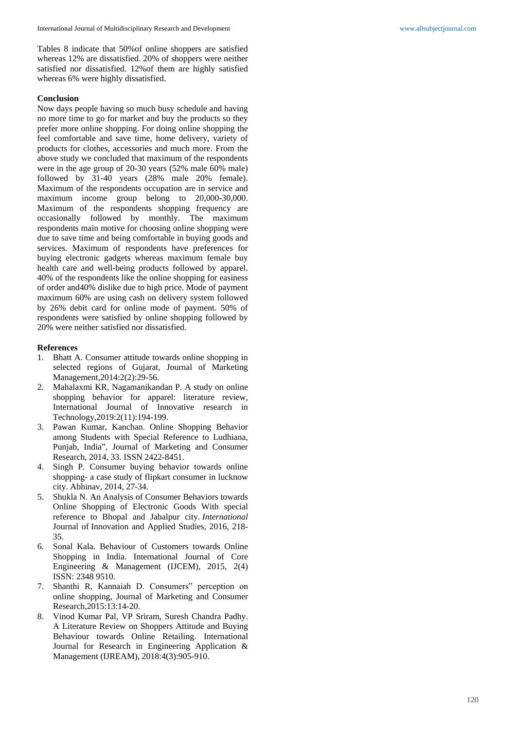Tables 8 indicate that 50%of online shoppers are satisfied whereas 12% are dissatisfied. 20% of shoppers were neither satisfied nor dissatisfied. 12%of them are highly satisfied whereas 6% were highly dissatisfied.

## Conclusion

Now days people having so much busy schedule and having no more time to go for market and buy the products so they prefer more online shopping. For doing online shopping the feel comfortable and save time, home delivery, variety of products for clothes, accessories and much more. From the above study we concluded that maximum of the respondents were in the age group of 20-30 years (52% male 60% male) followed by 31-40 years (28% male 20% female). Maximum of the respondents occupation are in service and maximum income group belong to 20,000-30,000. Maximum of the respondents shopping frequency are occasionally followed by monthly. The maximum respondents main motive for choosing online shopping were due to save time and being comfortable in buying goods and services. Maximum of respondents have preferences for buying electronic gadgets whereas maximum female buy health care and well-being products followed by apparel. 40% of the respondents like the online shopping for easiness of order and40% dislike due to high price. Mode of payment maximum 60% are using cash on delivery system followed by 26% debit card for online mode of payment. 50% of respondents were satisfied by online shopping followed by 20% were neither satisfied nor dissatisfied.

## References

1. Bhatt A. Consumer attitude towards online shopping in selected regions of Gujarat, Journal of Marketing Management,2014:2(2):29-56.
2. Mahalaxmi KR, Nagamanikandan P. A study on online shopping behavior for apparel: literature review, International Journal of Innovative research in Technology,2019:2(11):194-199.
3. Pawan Kumar, Kanchan. Online Shopping Behavior among Students with Special Reference to Ludhiana, Punjab, India", Journal of Marketing and Consumer Research, 2014, 33. ISSN 2422-8451.
4. Singh P. Consumer buying behavior towards online shopping- a case study of flipkart consumer in lucknow city. Abhinav, 2014, 27-34.
5. Shukla N. An Analysis of Consumer Behaviors towards Online Shopping of Electronic Goods With special reference to Bhopal and Jabalpur city. *International* Journal of Innovation and Applied Studies, 2016, 218-35.
6. Sonal Kala. Behaviour of Customers towards Online Shopping in India. International Journal of Core Engineering & Management (IJCEM), 2015, 2(4) ISSN: 2348 9510.
7. Shanthi R, Kannaiah D. Consumers" perception on online shopping, Journal of Marketing and Consumer Research,2015:13:14-20.
8. Vinod Kumar Pal, VP Sriram, Suresh Chandra Padhy. A Literature Review on Shoppers Attitude and Buying Behaviour towards Online Retailing. International Journal for Research in Engineering Application & Management (IJREAM), 2018:4(3):905-910.